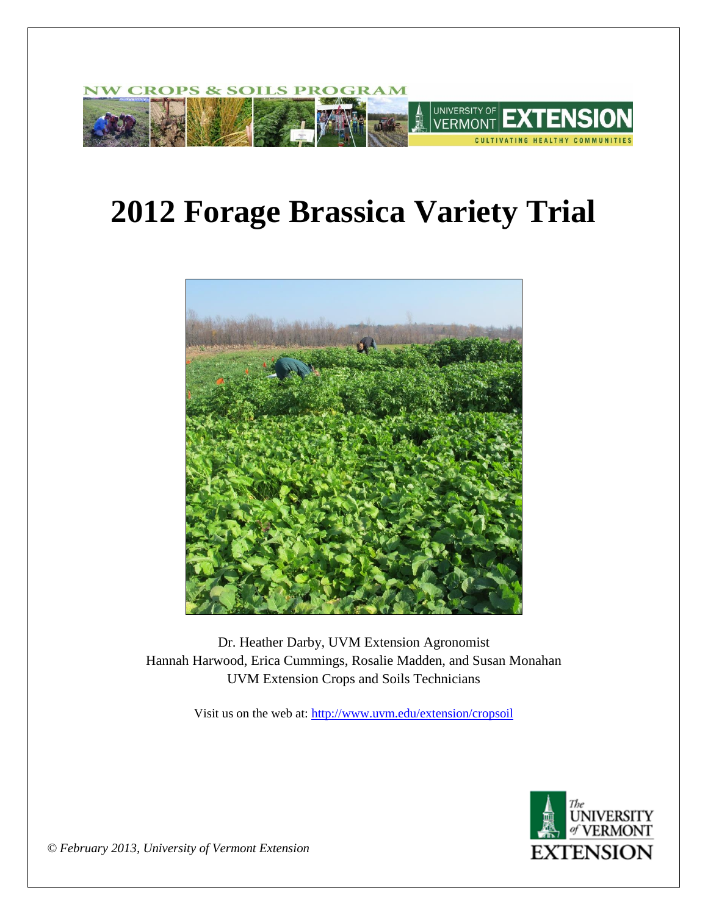# 2012 Forage Brassica Variety Trial

Dr. Heather Darby, UVM Extension Agronomist

Hannah Harwood, Erica Cummings, Rosalie Madden, and Susan Monahan

UVM Extension Crops and Soils Technicians

Visit us on the web at: http://www.uvm.edu/extension/cropsoil

*© February 2013, University of Vermont Extension*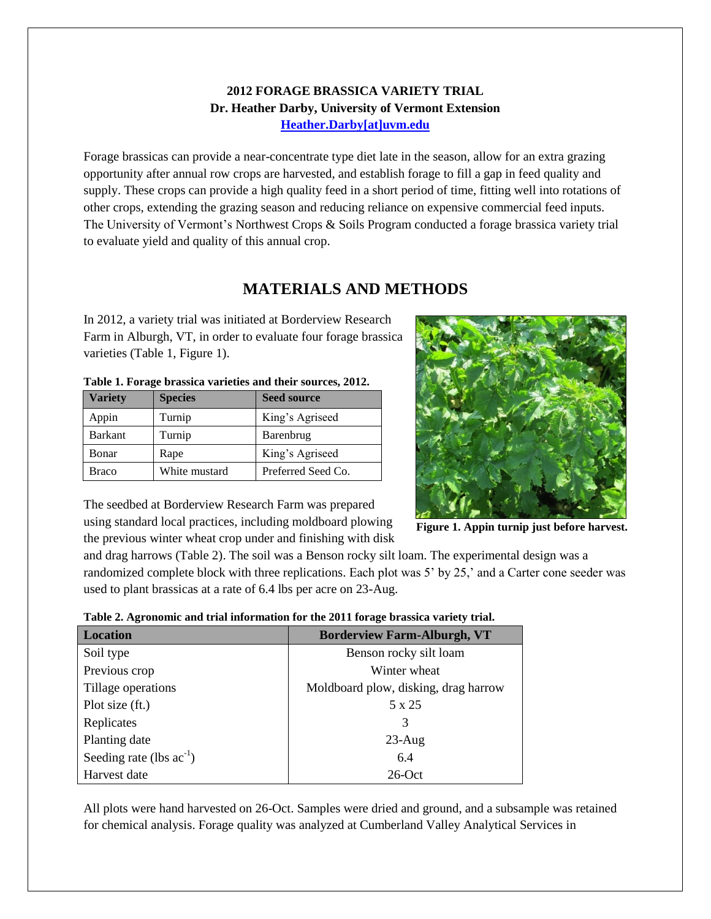**2012 FORAGE BRASSICA VARIETY TRIAL**
**Dr. Heather Darby, University of Vermont Extension**
**Heather.Darby[at]uvm.edu**

Forage brassicas can provide a near-concentrate type diet late in the season, allow for an extra grazing opportunity after annual row crops are harvested, and establish forage to fill a gap in feed quality and supply. These crops can provide a high quality feed in a short period of time, fitting well into rotations of other crops, extending the grazing season and reducing reliance on expensive commercial feed inputs. The University of Vermont's Northwest Crops & Soils Program conducted a forage brassica variety trial to evaluate yield and quality of this annual crop.

## MATERIALS AND METHODS

In 2012, a variety trial was initiated at Borderview Research Farm in Alburgh, VT, in order to evaluate four forage brassica varieties (Table 1, Figure 1).

**Table 1. Forage brassica varieties and their sources, 2012.**

| Variety | Species | Seed source |
|---|---|---|
| Appin | Turnip | King's Agriseed |
| Barkant | Turnip | Barenbrug |
| Bonar | Rape | King's Agriseed |
| Braco | White mustard | Preferred Seed Co. |

**Figure 1. Appin turnip just before harvest.**

The seedbed at Borderview Research Farm was prepared using standard local practices, including moldboard plowing the previous winter wheat crop under and finishing with disk and drag harrows (Table 2). The soil was a Benson rocky silt loam. The experimental design was a randomized complete block with three replications. Each plot was 5' by 25,' and a Carter cone seeder was used to plant brassicas at a rate of 6.4 lbs per acre on 23-Aug.

**Table 2. Agronomic and trial information for the 2011 forage brassica variety trial.**

| Location | Borderview Farm-Alburgh, VT |
|---|---|
| Soil type | Benson rocky silt loam |
| Previous crop | Winter wheat |
| Tillage operations | Moldboard plow, disking, drag harrow |
| Plot size (ft.) | 5 x 25 |
| Replicates | 3 |
| Planting date | 23-Aug |
| Seeding rate (lbs $ac^{-1}$) | 6.4 |
| Harvest date | 26-Oct |

All plots were hand harvested on 26-Oct. Samples were dried and ground, and a subsample was retained for chemical analysis. Forage quality was analyzed at Cumberland Valley Analytical Services in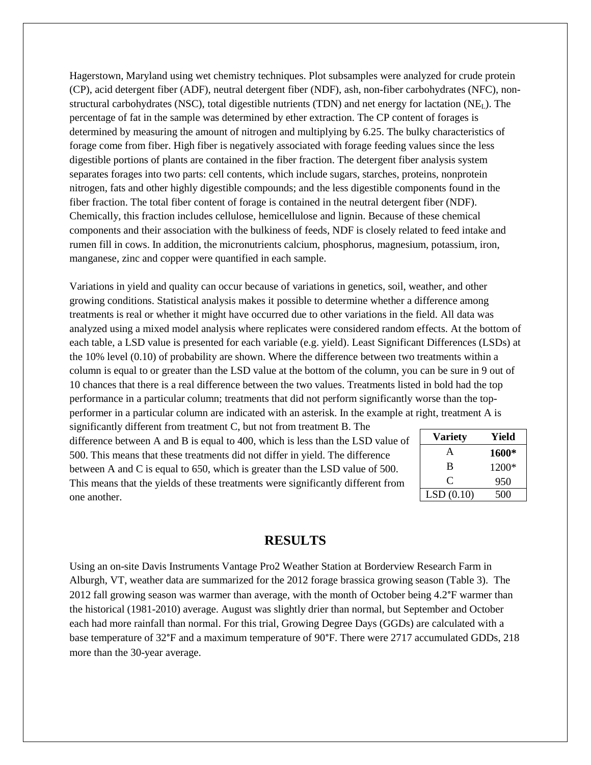Hagerstown, Maryland using wet chemistry techniques. Plot subsamples were analyzed for crude protein (CP), acid detergent fiber (ADF), neutral detergent fiber (NDF), ash, non-fiber carbohydrates (NFC), non-structural carbohydrates (NSC), total digestible nutrients (TDN) and net energy for lactation ($NE_L$). The percentage of fat in the sample was determined by ether extraction. The CP content of forages is determined by measuring the amount of nitrogen and multiplying by 6.25. The bulky characteristics of forage come from fiber. High fiber is negatively associated with forage feeding values since the less digestible portions of plants are contained in the fiber fraction. The detergent fiber analysis system separates forages into two parts: cell contents, which include sugars, starches, proteins, nonprotein nitrogen, fats and other highly digestible compounds; and the less digestible components found in the fiber fraction. The total fiber content of forage is contained in the neutral detergent fiber (NDF). Chemically, this fraction includes cellulose, hemicellulose and lignin. Because of these chemical components and their association with the bulkiness of feeds, NDF is closely related to feed intake and rumen fill in cows. In addition, the micronutrients calcium, phosphorus, magnesium, potassium, iron, manganese, zinc and copper were quantified in each sample.

Variations in yield and quality can occur because of variations in genetics, soil, weather, and other growing conditions. Statistical analysis makes it possible to determine whether a difference among treatments is real or whether it might have occurred due to other variations in the field. All data was analyzed using a mixed model analysis where replicates were considered random effects. At the bottom of each table, a LSD value is presented for each variable (e.g. yield). Least Significant Differences (LSDs) at the 10% level (0.10) of probability are shown. Where the difference between two treatments within a column is equal to or greater than the LSD value at the bottom of the column, you can be sure in 9 out of 10 chances that there is a real difference between the two values. Treatments listed in bold had the top performance in a particular column; treatments that did not perform significantly worse than the top-performer in a particular column are indicated with an asterisk. In the example at right, treatment A is significantly different from treatment C, but not from treatment B. The difference between A and B is equal to 400, which is less than the LSD value of 500. This means that these treatments did not differ in yield. The difference between A and C is equal to 650, which is greater than the LSD value of 500. This means that the yields of these treatments were significantly different from one another.

| Variety | Yield |
|---|---|
| A | **1600*** |
| B | 1200* |
| C | 950 |
| LSD (0.10) | 500 |

## RESULTS

Using an on-site Davis Instruments Vantage Pro2 Weather Station at Borderview Research Farm in Alburgh, VT, weather data are summarized for the 2012 forage brassica growing season (Table 3). The 2012 fall growing season was warmer than average, with the month of October being 4.2°F warmer than the historical (1981-2010) average. August was slightly drier than normal, but September and October each had more rainfall than normal. For this trial, Growing Degree Days (GGDs) are calculated with a base temperature of 32°F and a maximum temperature of 90°F. There were 2717 accumulated GDDs, 218 more than the 30-year average.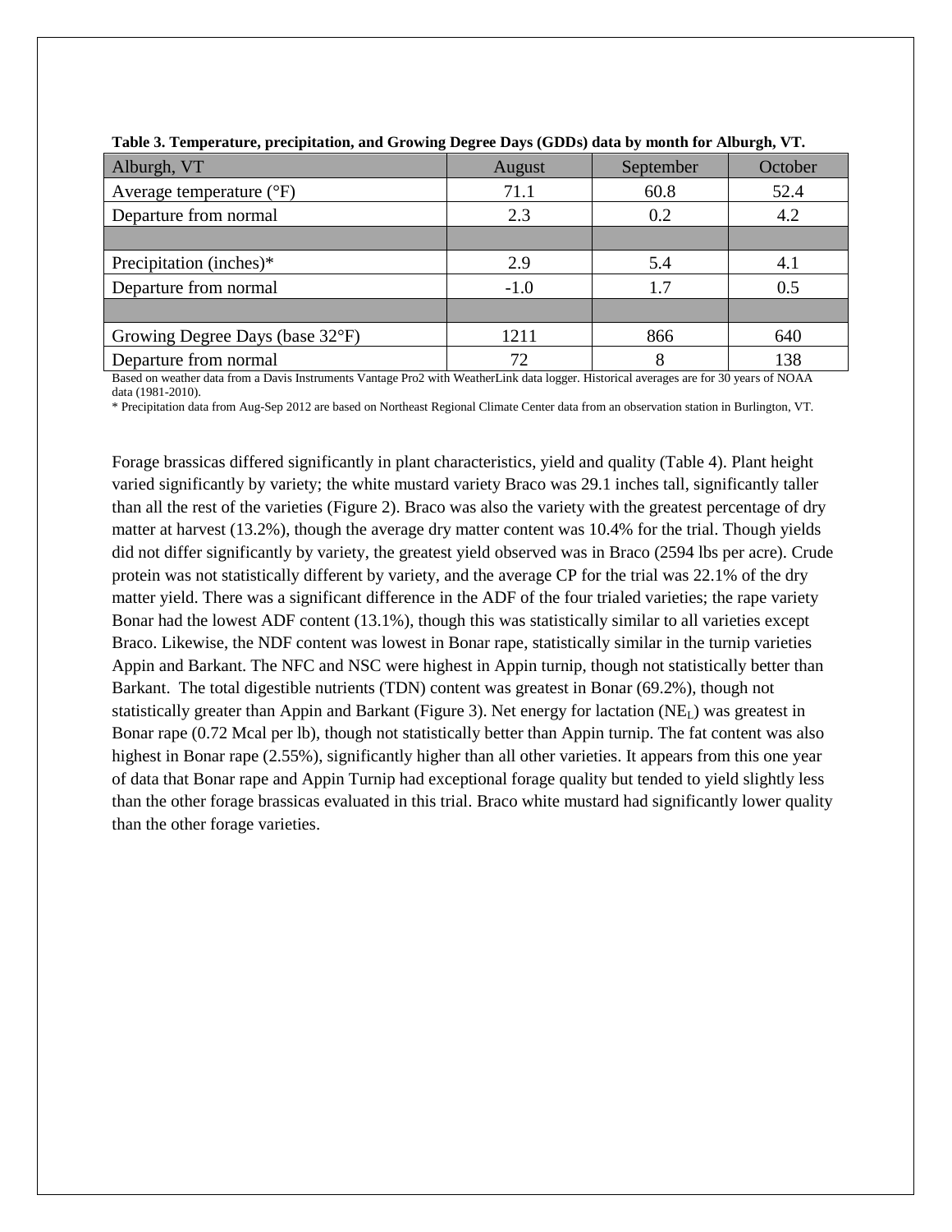**Table 3. Temperature, precipitation, and Growing Degree Days (GDDs) data by month for Alburgh, VT.**

| Alburgh, VT | August | September | October |
|---|---|---|---|
| Average temperature (°F) | 71.1 | 60.8 | 52.4 |
| Departure from normal | 2.3 | 0.2 | 4.2 |
| | | | |
| Precipitation (inches)* | 2.9 | 5.4 | 4.1 |
| Departure from normal | -1.0 | 1.7 | 0.5 |
| | | | |
| Growing Degree Days (base 32°F) | 1211 | 866 | 640 |
| Departure from normal | 72 | 8 | 138 |

Based on weather data from a Davis Instruments Vantage Pro2 with WeatherLink data logger. Historical averages are for 30 years of NOAA data (1981-2010).

* Precipitation data from Aug-Sep 2012 are based on Northeast Regional Climate Center data from an observation station in Burlington, VT.

Forage brassicas differed significantly in plant characteristics, yield and quality (Table 4). Plant height varied significantly by variety; the white mustard variety Braco was 29.1 inches tall, significantly taller than all the rest of the varieties (Figure 2). Braco was also the variety with the greatest percentage of dry matter at harvest (13.2%), though the average dry matter content was 10.4% for the trial. Though yields did not differ significantly by variety, the greatest yield observed was in Braco (2594 lbs per acre). Crude protein was not statistically different by variety, and the average CP for the trial was 22.1% of the dry matter yield. There was a significant difference in the ADF of the four trialed varieties; the rape variety Bonar had the lowest ADF content (13.1%), though this was statistically similar to all varieties except Braco. Likewise, the NDF content was lowest in Bonar rape, statistically similar in the turnip varieties Appin and Barkant. The NFC and NSC were highest in Appin turnip, though not statistically better than Barkant. The total digestible nutrients (TDN) content was greatest in Bonar (69.2%), though not statistically greater than Appin and Barkant (Figure 3). Net energy for lactation ($NE_L$) was greatest in Bonar rape (0.72 Mcal per lb), though not statistically better than Appin turnip. The fat content was also highest in Bonar rape (2.55%), significantly higher than all other varieties. It appears from this one year of data that Bonar rape and Appin Turnip had exceptional forage quality but tended to yield slightly less than the other forage brassicas evaluated in this trial. Braco white mustard had significantly lower quality than the other forage varieties.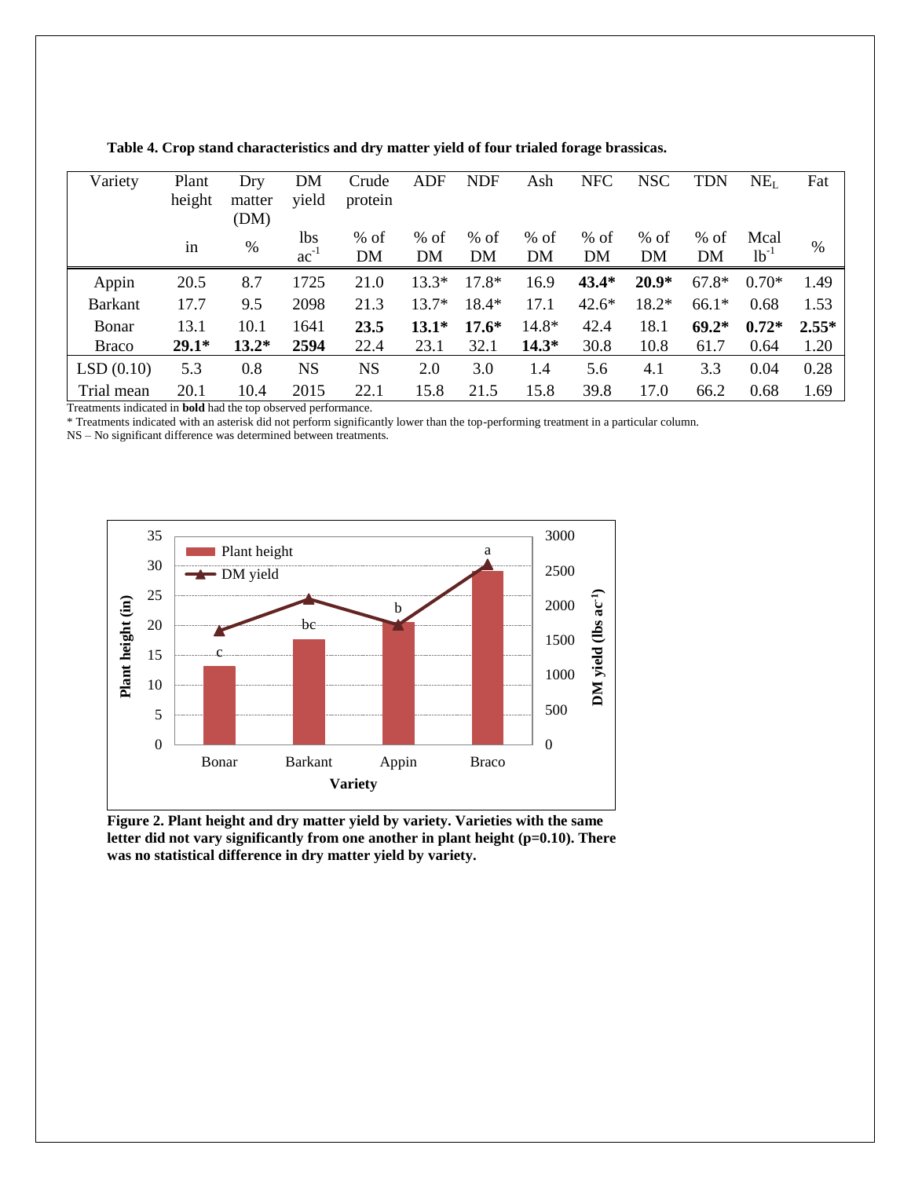**Table 4. Crop stand characteristics and dry matter yield of four trialed forage brassicas.**

| Variety | Plant height | Dry matter (DM) | DM yield | Crude protein | ADF | NDF | Ash | NFC | NSC | TDN | $NE_L$ | Fat |
|---|---|---|---|---|---|---|---|---|---|---|---|---|
| | in | % | lbs $ac^{-1}$ | % of DM | % of DM | % of DM | % of DM | % of DM | % of DM | % of DM | Mcal $lb^{-1}$ | % |
| Appin | 20.5 | 8.7 | 1725 | 21.0 | 13.3* | 17.8* | 16.9 | **43.4*** | **20.9*** | 67.8* | 0.70* | 1.49 |
| Barkant | 17.7 | 9.5 | 2098 | 21.3 | 13.7* | 18.4* | 17.1 | 42.6* | 18.2* | 66.1* | 0.68 | 1.53 |
| Bonar | 13.1 | 10.1 | 1641 | **23.5** | **13.1*** | **17.6*** | 14.8* | 42.4 | 18.1 | **69.2*** | **0.72*** | **2.55*** |
| Braco | **29.1*** | **13.2*** | **2594** | 22.4 | 23.1 | 32.1 | **14.3*** | 30.8 | 10.8 | 61.7 | 0.64 | 1.20 |
| LSD (0.10) | 5.3 | 0.8 | NS | NS | 2.0 | 3.0 | 1.4 | 5.6 | 4.1 | 3.3 | 0.04 | 0.28 |
| Trial mean | 20.1 | 10.4 | 2015 | 22.1 | 15.8 | 21.5 | 15.8 | 39.8 | 17.0 | 66.2 | 0.68 | 1.69 |

Treatments indicated in **bold** had the top observed performance.
* Treatments indicated with an asterisk did not perform significantly lower than the top-performing treatment in a particular column.
NS – No significant difference was determined between treatments.

Plant height
DM yield
Plant height (in)
DM yield (lbs $ac^{-1}$)
35
30
25
20
15
10
5
0
3000
2500
2000
1500
1000
500
0
c
bc
b
a
Bonar
Barkant
Appin
Braco
Variety

**Figure 2. Plant height and dry matter yield by variety. Varieties with the same letter did not vary significantly from one another in plant height (p=0.10). There was no statistical difference in dry matter yield by variety.**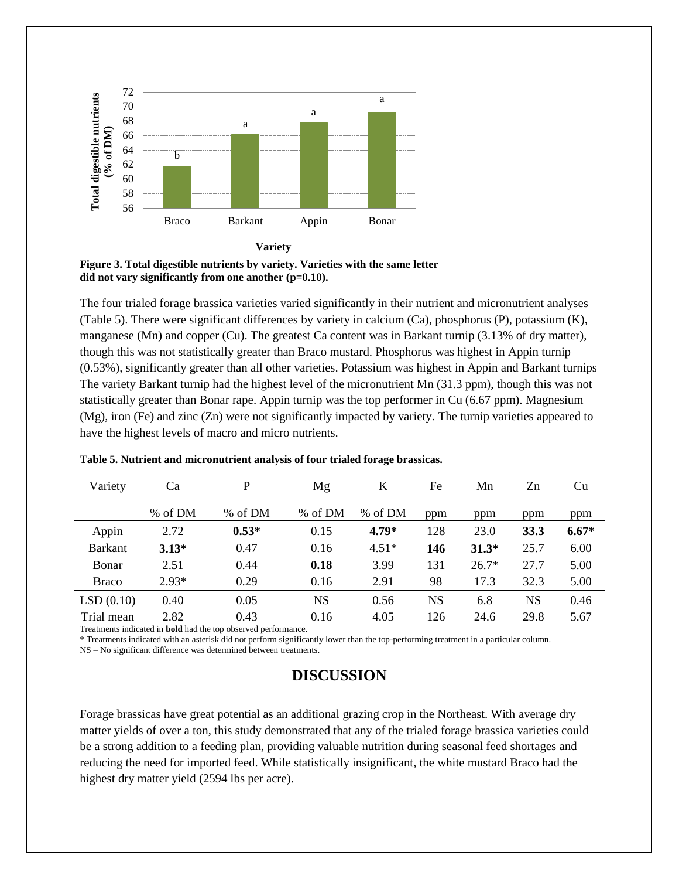72
70
68
66
64
62
60
58
56

Total digestible nutrients (% of DM)

b
a
a
a

Braco
Barkant
Appin
Bonar

Variety

**Figure 3. Total digestible nutrients by variety. Varieties with the same letter did not vary significantly from one another (p=0.10).**

The four trialed forage brassica varieties varied significantly in their nutrient and micronutrient analyses (Table 5). There were significant differences by variety in calcium (Ca), phosphorus (P), potassium (K), manganese (Mn) and copper (Cu). The greatest Ca content was in Barkant turnip (3.13% of dry matter), though this was not statistically greater than Braco mustard. Phosphorus was highest in Appin turnip (0.53%), significantly greater than all other varieties. Potassium was highest in Appin and Barkant turnips The variety Barkant turnip had the highest level of the micronutrient Mn (31.3 ppm), though this was not statistically greater than Bonar rape. Appin turnip was the top performer in Cu (6.67 ppm). Magnesium (Mg), iron (Fe) and zinc (Zn) were not significantly impacted by variety. The turnip varieties appeared to have the highest levels of macro and micro nutrients.

**Table 5. Nutrient and micronutrient analysis of four trialed forage brassicas.**

| Variety | Ca | P | Mg | K | Fe | Mn | Zn | Cu |
|---|---|---|---|---|---|---|---|---|
| | % of DM | % of DM | % of DM | % of DM | ppm | ppm | ppm | ppm |
| Appin | 2.72 | **0.53*** | 0.15 | **4.79*** | 128 | 23.0 | **33.3** | **6.67*** |
| Barkant | **3.13*** | 0.47 | 0.16 | 4.51* | **146** | **31.3*** | 25.7 | 6.00 |
| Bonar | 2.51 | 0.44 | **0.18** | 3.99 | 131 | 26.7* | 27.7 | 5.00 |
| Braco | 2.93* | 0.29 | 0.16 | 2.91 | 98 | 17.3 | 32.3 | 5.00 |
| LSD (0.10) | 0.40 | 0.05 | NS | 0.56 | NS | 6.8 | NS | 0.46 |
| Trial mean | 2.82 | 0.43 | 0.16 | 4.05 | 126 | 24.6 | 29.8 | 5.67 |

Treatments indicated in **bold** had the top observed performance.

* Treatments indicated with an asterisk did not perform significantly lower than the top-performing treatment in a particular column.

NS – No significant difference was determined between treatments.

## DISCUSSION

Forage brassicas have great potential as an additional grazing crop in the Northeast. With average dry matter yields of over a ton, this study demonstrated that any of the trialed forage brassica varieties could be a strong addition to a feeding plan, providing valuable nutrition during seasonal feed shortages and reducing the need for imported feed. While statistically insignificant, the white mustard Braco had the highest dry matter yield (2594 lbs per acre).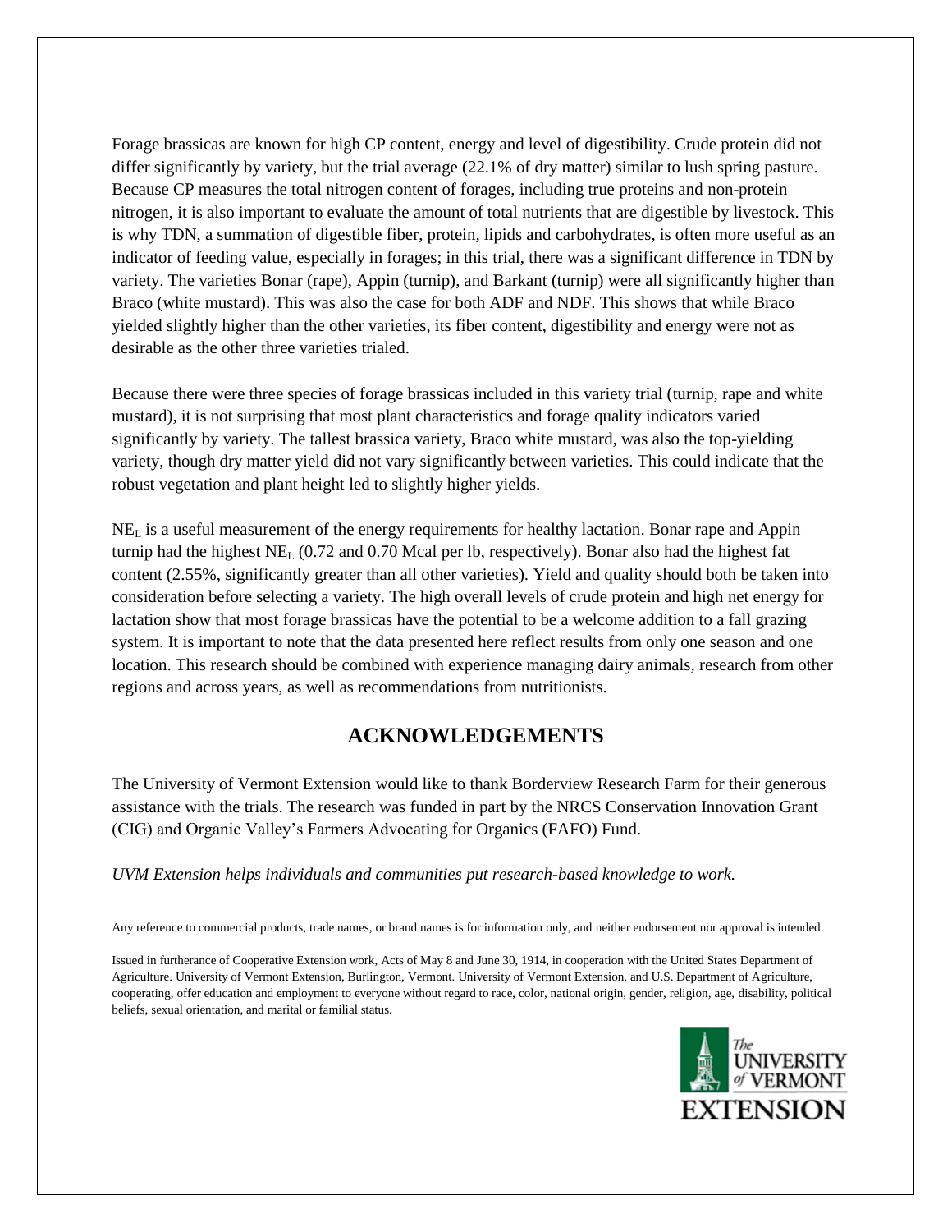Forage brassicas are known for high CP content, energy and level of digestibility. Crude protein did not differ significantly by variety, but the trial average (22.1% of dry matter) similar to lush spring pasture. Because CP measures the total nitrogen content of forages, including true proteins and non-protein nitrogen, it is also important to evaluate the amount of total nutrients that are digestible by livestock. This is why TDN, a summation of digestible fiber, protein, lipids and carbohydrates, is often more useful as an indicator of feeding value, especially in forages; in this trial, there was a significant difference in TDN by variety. The varieties Bonar (rape), Appin (turnip), and Barkant (turnip) were all significantly higher than Braco (white mustard). This was also the case for both ADF and NDF. This shows that while Braco yielded slightly higher than the other varieties, its fiber content, digestibility and energy were not as desirable as the other three varieties trialed.

Because there were three species of forage brassicas included in this variety trial (turnip, rape and white mustard), it is not surprising that most plant characteristics and forage quality indicators varied significantly by variety. The tallest brassica variety, Braco white mustard, was also the top-yielding variety, though dry matter yield did not vary significantly between varieties. This could indicate that the robust vegetation and plant height led to slightly higher yields.

$NE_L$ is a useful measurement of the energy requirements for healthy lactation. Bonar rape and Appin turnip had the highest $NE_L$ (0.72 and 0.70 Mcal per lb, respectively). Bonar also had the highest fat content (2.55%, significantly greater than all other varieties). Yield and quality should both be taken into consideration before selecting a variety. The high overall levels of crude protein and high net energy for lactation show that most forage brassicas have the potential to be a welcome addition to a fall grazing system. It is important to note that the data presented here reflect results from only one season and one location. This research should be combined with experience managing dairy animals, research from other regions and across years, as well as recommendations from nutritionists.

## ACKNOWLEDGEMENTS

The University of Vermont Extension would like to thank Borderview Research Farm for their generous assistance with the trials. The research was funded in part by the NRCS Conservation Innovation Grant (CIG) and Organic Valley's Farmers Advocating for Organics (FAFO) Fund.

*UVM Extension helps individuals and communities put research-based knowledge to work.*

Any reference to commercial products, trade names, or brand names is for information only, and neither endorsement nor approval is intended.

Issued in furtherance of Cooperative Extension work, Acts of May 8 and June 30, 1914, in cooperation with the United States Department of Agriculture. University of Vermont Extension, Burlington, Vermont. University of Vermont Extension, and U.S. Department of Agriculture, cooperating, offer education and employment to everyone without regard to race, color, national origin, gender, religion, age, disability, political beliefs, sexual orientation, and marital or familial status.